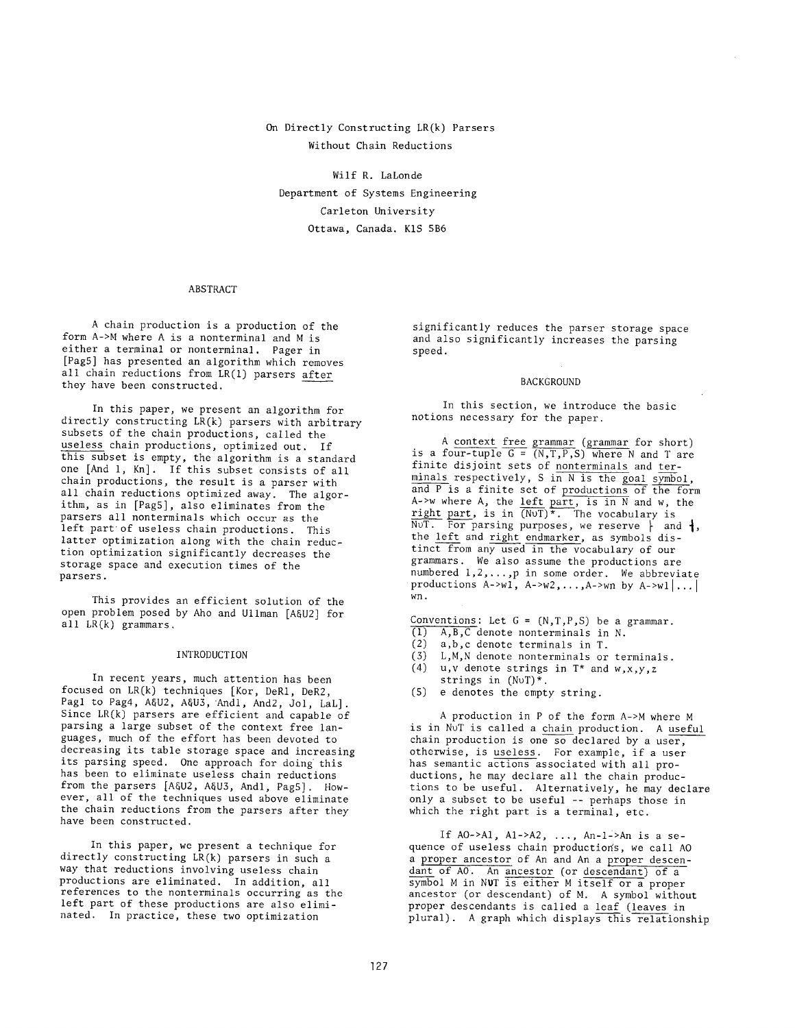# On Directly Constructing LR(k) Parsers Without Chain Reductions

Wilf R. LaLonde
Department of Systems Engineering
Carleton University
Ottawa, Canada. K1S 5B6

## ABSTRACT

A chain production is a production of the form A->M where A is a nonterminal and M is either a terminal or nonterminal. Pager in [Pag5] has presented an algorithm which removes all chain reductions from LR(1) parsers _after_ they have been constructed.

In this paper, we present an algorithm for directly constructing LR(k) parsers with arbitrary subsets of the chain productions, called the _useless_ chain productions, optimized out. If this subset is empty, the algorithm is a standard one [And 1, Kn]. If this subset consists of all chain productions, the result is a parser with all chain reductions optimized away. The algorithm, as in [Pag5], also eliminates from the parsers all nonterminals which occur as the left part of useless chain productions. This latter optimization along with the chain reduction optimization significantly decreases the storage space and execution times of the parsers.

This provides an efficient solution of the open problem posed by Aho and Ullman [A&U2] for all LR(k) grammars.

## INTRODUCTION

In recent years, much attention has been focused on LR(k) techniques [Kor, DeR1, DeR2, Pag1 to Pag4, A&U2, A&U3, And1, And2, Jol, LaL]. Since LR(k) parsers are efficient and capable of parsing a large subset of the context free languages, much of the effort has been devoted to decreasing its table storage space and increasing its parsing speed. One approach for doing this has been to eliminate useless chain reductions from the parsers [A&U2, A&U3, And1, Pag5]. However, all of the techniques used above eliminate the chain reductions from the parsers after they have been constructed.

In this paper, we present a technique for directly constructing LR(k) parsers in such a way that reductions involving useless chain productions are eliminated. In addition, all references to the nonterminals occurring as the left part of these productions are also eliminated. In practice, these two optimization significantly reduces the parser storage space and also significantly increases the parsing speed.

## BACKGROUND

In this section, we introduce the basic notions necessary for the paper.

A _context free grammar_ (_grammar_ for short) is a four-tuple G = (N,T,P,S) where N and T are finite disjoint sets of _nonterminals_ and _terminals_ respectively, S in N is the _goal symbol_, and P is a finite set of _productions_ of the form A->w where A, the _left part_, is in N and w, the _right part_, is in $(N \cup T)^*$. The vocabulary is $N \cup T$. For parsing purposes, we reserve $\vdash$ and $\dashv$, the _left_ and _right endmarker_, as symbols distinct from any used in the vocabulary of our grammars. We also assume the productions are numbered 1,2,...,p in some order. We abbreviate productions A->w1, A->w2,...,A->wn by A->w1|...|wn.

_Conventions_: Let G = (N,T,P,S) be a grammar.

1. A,B,C denote nonterminals in N.
2. a,b,c denote terminals in T.
3. L,M,N denote nonterminals or terminals.
4. u,v denote strings in T* and w,x,y,z strings in $(N \cup T)^*$.
5. e denotes the empty string.

A production in P of the form A->M where M is in $N \cup T$ is called a _chain_ production. A _useful_ chain production is one so declared by a user, otherwise, is _useless_. For example, if a user has semantic actions associated with all productions, he may declare all the chain productions to be useful. Alternatively, he may declare only a subset to be useful -- perhaps those in which the right part is a terminal, etc.

If A0->A1, A1->A2, ..., An-1->An is a sequence of useless chain productions, we call A0 a _proper ancestor_ of An and An a _proper descendant_ of A0. An _ancestor_ (or _descendant_) of a symbol M in $N \cup T$ is either M itself or a proper ancestor (or descendant) of M. A symbol without proper descendants is called a _leaf_ (_leaves_ in plural). A graph which displays this relationship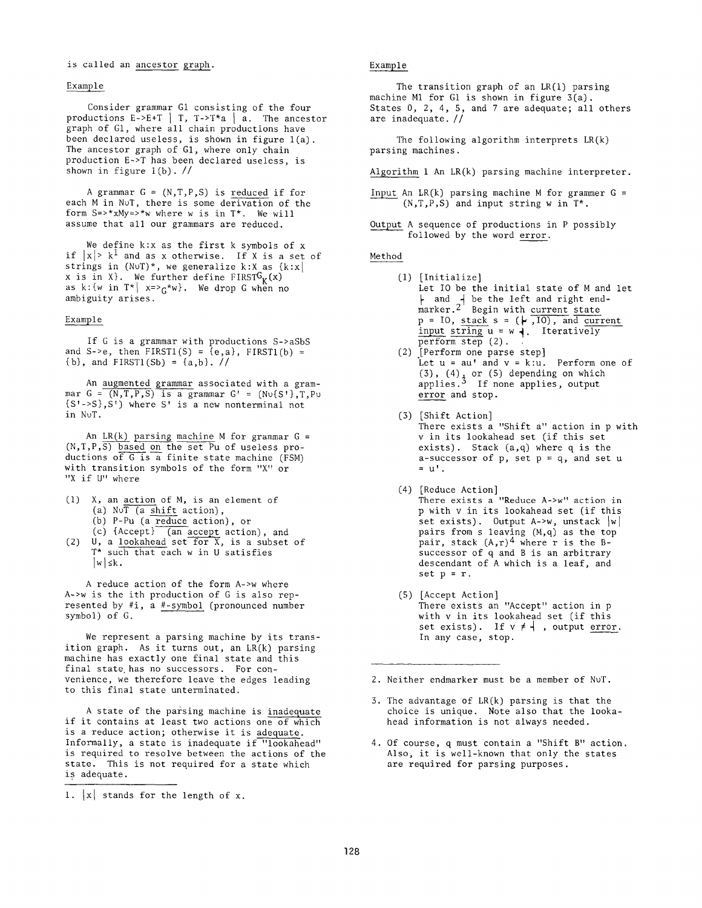is called an ancestor graph.

Example

Consider grammar G1 consisting of the four productions E->E+T | T, T->T*a | a. The ancestor graph of G1, where all chain productions have been declared useless, is shown in figure 1(a). The ancestor graph of G1, where only chain production E->T has been declared useless, is shown in figure 1(b). //

A grammar G = (N,T,P,S) is reduced if for each M in N∪T, there is some derivation of the form S=>*xMy=>*w where w is in T*. We will assume that all our grammars are reduced.

We define k:x as the first k symbols of x if $|x| > k$[1] and as x otherwise. If X is a set of strings in (N∪T)*, we generalize k:X as {k:x| x is in X}. We further define $\text{FIRST}^G_K(x)$ as k:{w in T*| $x \Rightarrow_G^* w$}. We drop G when no ambiguity arises.

Example

If G is a grammar with productions S->aSbS and S->e, then FIRST1(S) = {e,a}, FIRST1(b) = {b}, and FIRST1(Sb) = {a,b}. //

An augmented grammar associated with a grammar G = (N,T,P,S) is a grammar G' = (N∪{S'},T,P∪{S'->S},S') where S' is a new nonterminal not in N∪T.

An LR(k) parsing machine M for grammar G = (N,T,P,S) based on the set Pu of useless productions of G is a finite state machine (FSM) with transition symbols of the form "X" or "X if U" where

(1) X, an action of M, is an element of
  (a) N∪T (a shift action),
  (b) P-Pu (a reduce action), or
  (c) {Accept} (an accept action), and
(2) U, a lookahead set for X, is a subset of T* such that each w in U satisfies $|w| \leq k$.

A reduce action of the form A->w where A->w is the ith production of G is also represented by #i, a #-symbol (pronounced number symbol) of G.

We represent a parsing machine by its transition graph. As it turns out, an LR(k) parsing machine has exactly one final state and this final state has no successors. For convenience, we therefore leave the edges leading to this final state unterminated.

A state of the parsing machine is inadequate if it contains at least two actions one of which is a reduce action; otherwise it is adequate. Informally, a state is inadequate if "lookahead" is required to resolve between the actions of the state. This is not required for a state which is adequate.

1. |x| stands for the length of x.

Example

The transition graph of an LR(1) parsing machine M1 for G1 is shown in figure 3(a). States 0, 2, 4, 5, and 7 are adequate; all others are inadequate. //

The following algorithm interprets LR(k) parsing machines.

Algorithm 1 An LR(k) parsing machine interpreter.

Input An LR(k) parsing machine M for grammer G = (N,T,P,S) and input string w in T*.

Output A sequence of productions in P possibly followed by the word error.

Method

(1) [Initialize]
Let I0 be the initial state of M and let ⊢ and ⊣ be the left and right endmarker.[2] Begin with current state p = I0, stack s = (⊢,I0), and current input string u = w⊣. Iteratively perform step (2).

(2) [Perform one parse step]
Let u = au' and v = k:u. Perform one of (3), (4), or (5) depending on which applies.[3] If none applies, output error and stop.

(3) [Shift Action]
There exists a "Shift a" action in p with v in its lookahead set (if this set exists). Stack (a,q) where q is the a-successor of p, set p = q, and set u = u'.

(4) [Reduce Action]
There exists a "Reduce A->w" action in p with v in its lookahead set (if this set exists). Output A->w, unstack |w| pairs from s leaving (M,q) as the top pair, stack (A,r)[4] where r is the B-successor of q and B is an arbitrary descendant of A which is a leaf, and set p = r.

(5) [Accept Action]
There exists an "Accept" action in p with v in its lookahead set (if this set exists). If v ≠ ⊣, output error. In any case, stop.

2. Neither endmarker must be a member of N∪T.

3. The advantage of LR(k) parsing is that the choice is unique. Note also that the lookahead information is not always needed.

4. Of course, q must contain a "Shift B" action. Also, it is well-known that only the states are required for parsing purposes.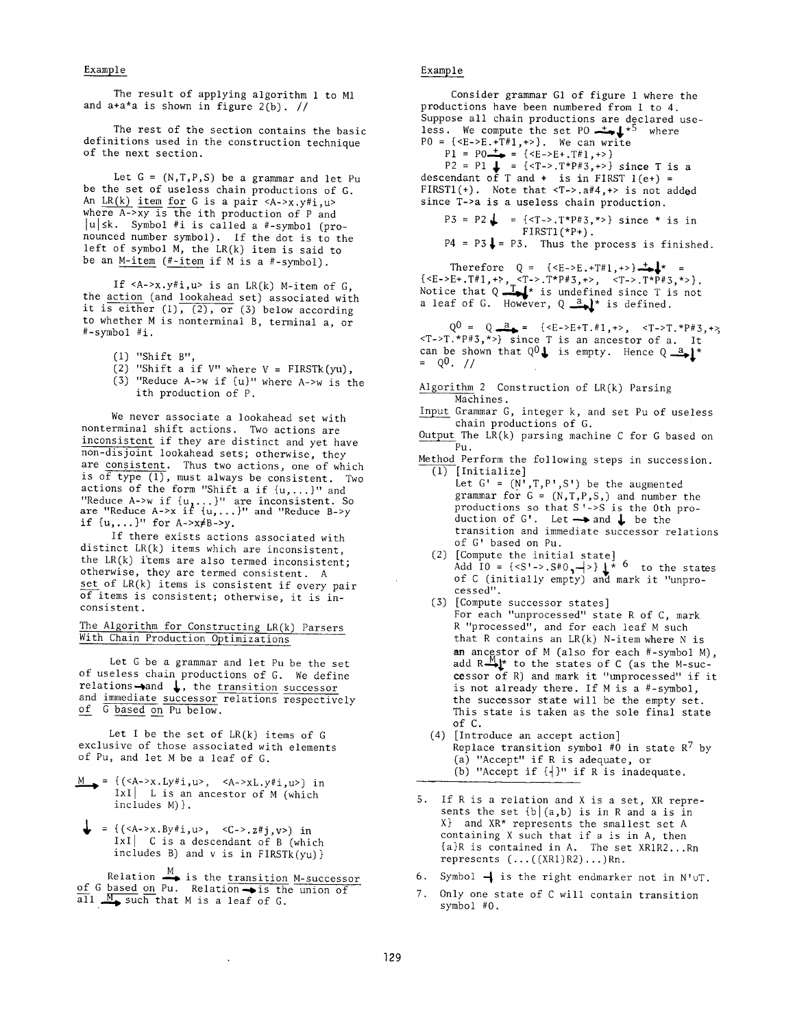Example

The result of applying algorithm 1 to M1 and a+a*a is shown in figure 2(b). //

The rest of the section contains the basic definitions used in the construction technique of the next section.

Let G = (N,T,P,S) be a grammar and let Pu be the set of useless chain productions of G. An LR(k) item for G is a pair <A->x.y#i,u> where A->xy is the ith production of P and $|u| \leq k$. Symbol #i is called a #-symbol (pronounced number symbol). If the dot is to the left of symbol M, the LR(k) item is said to be an M-item (#-item if M is a #-symbol).

If <A->x.y#i,u> is an LR(k) M-item of G, the action (and lookahead set) associated with it is either (1), (2), or (3) below according to whether M is nonterminal B, terminal a, or #-symbol #i.

(1) "Shift B",
(2) "Shift a if V" where V = FIRSTk(yu),
(3) "Reduce A->w if {u}" where A->w is the ith production of P.

We never associate a lookahead set with nonterminal shift actions. Two actions are inconsistent if they are distinct and yet have non-disjoint lookahead sets; otherwise, they are consistent. Thus two actions, one of which is of type (1), must always be consistent. Two actions of the form "Shift a if {u,...}" and "Reduce A->w if {u,...}" are inconsistent. So are "Reduce A->x if {u,...}" and "Reduce B->y if {u,...}" for A->x≠B->y.

If there exists actions associated with distinct LR(k) items which are inconsistent, the LR(k) items are also termed inconsistent; otherwise, they are termed consistent. A set of LR(k) items is consistent if every pair of items is consistent; otherwise, it is inconsistent.

## The Algorithm for Constructing LR(k) Parsers With Chain Production Optimizations

Let G be a grammar and let Pu be the set of useless chain productions of G. We define relations $\rightarrow$ and $\downarrow$, the transition successor and immediate successor relations respectively of G based on Pu below.

Let I be the set of LR(k) items of G exclusive of those associated with elements of Pu, and let M be a leaf of G.

$\xrightarrow{M}$ = {(<A->x.Ly#i,u>, <A->xL.y#i,u>) in IxI | L is an ancestor of M (which includes M)}.

$\downarrow$ = {(<A->x.By#i,u>, <C->.z#j,v>) in IxI | C is a descendant of B (which includes B) and v is in FIRSTk(yu)}

Relation $\xrightarrow{M}$ is the transition M-successor of G based on Pu. Relation $\rightarrow$ is the union of all $\xrightarrow{M}$ such that M is a leaf of G.

Example

Consider grammar G1 of figure 1 where the productions have been numbered from 1 to 4. Suppose all chain productions are declared useless. We compute the set P0 $\xrightarrow{+}\downarrow^*$ [5] where P0 = {<E->E.+T#1,+>}. We can write

P1 = P0$\xrightarrow{+}$ = {<E->E+.T#1,+>}

P2 = P1 $\downarrow$ = {<T->.T*P#3,+>} since T is a descendant of T and + is in FIRST 1(e+) = FIRST1(+). Note that <T->.a#4,+> is not added since T->a is a useless chain production.

P3 = P2$\downarrow$ = {<T->.T*P#3,*>} since * is in FIRST1(*P+).

P4 = P3$\downarrow$ = P3. Thus the process is finished.

Therefore Q = {<E->E.+T#1,+>}$\xrightarrow{+}\downarrow^*$ = {<E->E+.T#1,+>, <T->.T*P#3,+>, <T->.T*P#3,*>}. Notice that Q$\xrightarrow{T}\downarrow^*$ is undefined since T is not a leaf of G. However, Q$\xrightarrow{a}\downarrow^*$ is defined.

$Q^0$ = Q$\xrightarrow{a}$ = {<E->E+T.#1,+>, <T->T.*P#3,+>, <T->T.*P#3,*>} since T is an ancestor of a. It can be shown that $Q^0\downarrow$ is empty. Hence Q$\xrightarrow{a}\downarrow^*$ = $Q^0$. //

Algorithm 2 Construction of LR(k) Parsing Machines.

Input Grammar G, integer k, and set Pu of useless chain productions of G.

Output The LR(k) parsing machine C for G based on Pu.

Method Perform the following steps in succession.

(1) [Initialize]
Let G' = (N',T,P',S') be the augmented grammar for G = (N,T,P,S,) and number the productions so that S'->S is the 0th production of G'. Let $\rightarrow$ and $\downarrow$ be the transition and immediate successor relations of G' based on Pu.

(2) [Compute the initial state]
Add I0 = {<S'->.S#0,⊣>}$\downarrow^*$ [6] to the states of C (initially empty) and mark it "unprocessed".

(3) [Compute successor states]
For each "unprocessed" state R of C, mark R "processed", and for each leaf M such that R contains an LR(k) N-item where N is an ancestor of M (also for each #-symbol M), add R$\xrightarrow{M}\downarrow^*$ to the states of C (as the M-successor of R) and mark it "unprocessed" if it is not already there. If M is a #-symbol, the successor state will be the empty set. This state is taken as the sole final state of C.

(4) [Introduce an accept action]
Replace transition symbol #0 in state R[7] by
(a) "Accept" if R is adequate, or
(b) "Accept if {⊣}" if R is inadequate.

---

5. If R is a relation and X is a set, XR represents the set {b|(a,b) is in R and a is in X} and XR* represents the smallest set A containing X such that if a is in A, then {a}R is contained in A. The set XR1R2...Rn represents (...((XR1)R2)...)Rn.

6. Symbol ⊣ is the right endmarker not in N'∪T.

7. Only one state of C will contain transition symbol #0.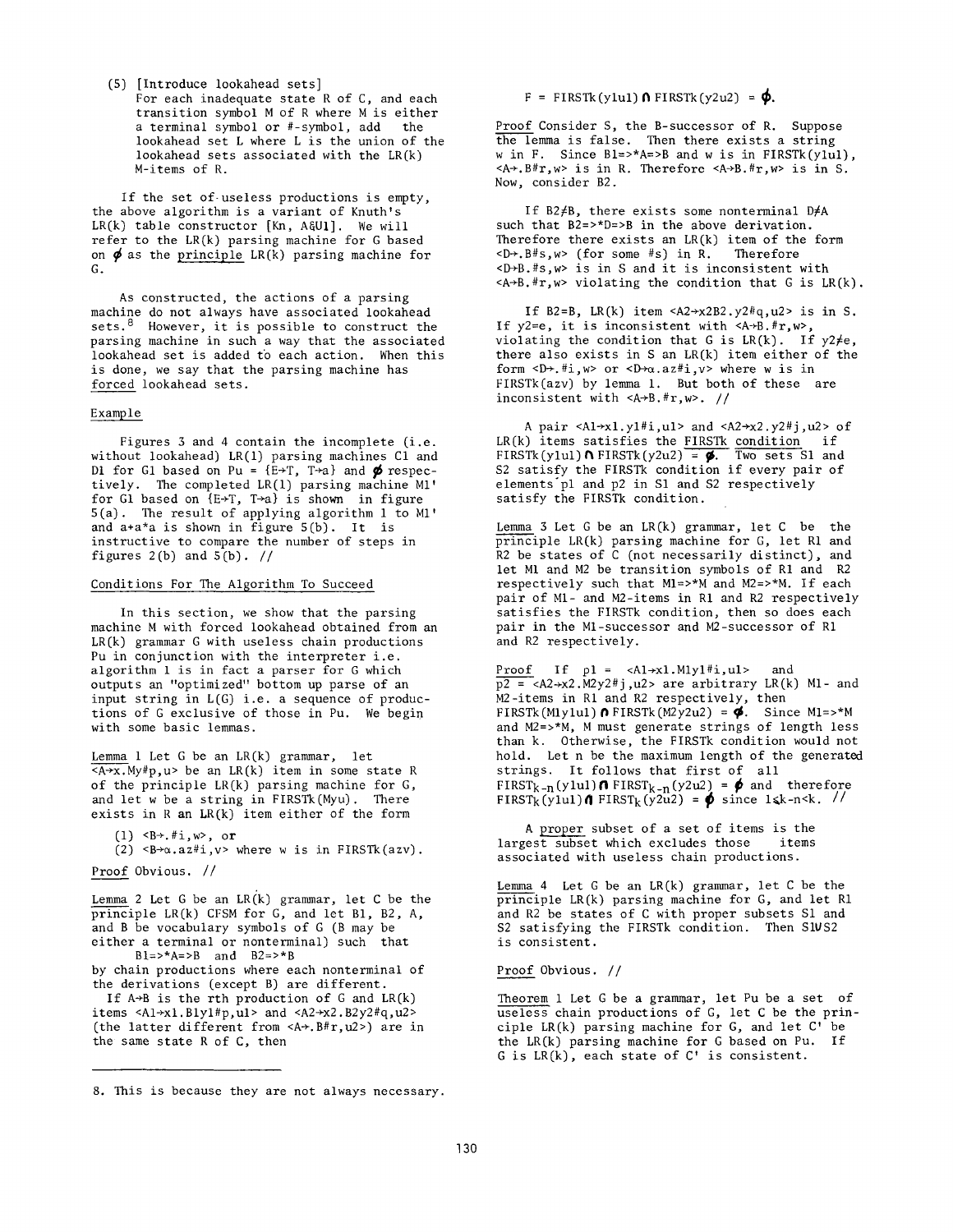(5) [Introduce lookahead sets]
For each inadequate state R of C, and each transition symbol M of R where M is either a terminal symbol or #-symbol, add the lookahead set L where L is the union of the lookahead sets associated with the LR(k) M-items of R.

If the set of useless productions is empty, the above algorithm is a variant of Knuth's LR(k) table constructor [Kn, A&Ul]. We will refer to the LR(k) parsing machine for G based on $\phi$ as the principle LR(k) parsing machine for G.

As constructed, the actions of a parsing machine do not always have associated lookahead sets.[8] However, it is possible to construct the parsing machine in such a way that the associated lookahead set is added to each action. When this is done, we say that the parsing machine has forced lookahead sets.

Example

Figures 3 and 4 contain the incomplete (i.e. without lookahead) LR(1) parsing machines C1 and D1 for G1 based on Pu = {E→T, T→a} and $\phi$ respectively. The completed LR(1) parsing machine M1' for G1 based on {E→T, T→a} is shown in figure 5(a). The result of applying algorithm 1 to M1' and a+a*a is shown in figure 5(b). It is instructive to compare the number of steps in figures 2(b) and 5(b). //

## Conditions For The Algorithm To Succeed

In this section, we show that the parsing machine M with forced lookahead obtained from an LR(k) grammar G with useless chain productions Pu in conjunction with the interpreter i.e. algorithm 1 is in fact a parser for G which outputs an "optimized" bottom up parse of an input string in L(G) i.e. a sequence of productions of G exclusive of those in Pu. We begin with some basic lemmas.

Lemma 1 Let G be an LR(k) grammar, let <A→x.My#p,u> be an LR(k) item in some state R of the principle LR(k) parsing machine for G, and let w be a string in FIRSTk(Myu). There exists in R an LR(k) item either of the form

(1) <B→.#i,w>, or
(2) <B→α.az#i,v> where w is in FIRSTk(azv).

Proof Obvious. //

Lemma 2 Let G be an LR(k) grammar, let C be the principle LR(k) CFSM for G, and let B1, B2, A, and B be vocabulary symbols of G (B may be either a terminal or nonterminal) such that
B1=>*A=>B and B2=>*B
by chain productions where each nonterminal of the derivations (except B) are different.
If A→B is the rth production of G and LR(k) items <A1→x1.B1y1#p,u1> and <A2→x2.B2y2#q,u2> (the latter different from <A→.B#r,u2>) are in the same state R of C, then

F = FIRSTk(y1u1) ∩ FIRSTk(y2u2) = $\phi$.

Proof Consider S, the B-successor of R. Suppose the lemma is false. Then there exists a string w in F. Since B1=>*A=>B and w is in FIRSTk(y1u1), <A→.B#r,w> is in R. Therefore <A→B.#r,w> is in S. Now, consider B2.

If B2≠B, there exists some nonterminal D≠A such that B2=>*D=>B in the above derivation. Therefore there exists an LR(k) item of the form <D→.B#s,w> (for some #s) in R. Therefore <D→B.#s,w> is in S and it is inconsistent with <A→B.#r,w> violating the condition that G is LR(k).

If B2=B, LR(k) item <A2→x2B2.y2#q,u2> is in S. If y2=e, it is inconsistent with <A→B.#r,w>, violating the condition that G is LR(k). If y2≠e, there also exists in S an LR(k) item either of the form <D→.#i,w> or <D→α.az#i,v> where w is in FIRSTk(azv) by lemma 1. But both of these are inconsistent with <A→B.#r,w>. //

A pair <A1→x1.y1#i,u1> and <A2→x2.y2#j,u2> of LR(k) items satisfies the FIRSTk condition if FIRSTk(y1u1) ∩ FIRSTk(y2u2) = $\phi$. Two sets S1 and S2 satisfy the FIRSTk condition if every pair of elements p1 and p2 in S1 and S2 respectively satisfy the FIRSTk condition.

Lemma 3 Let G be an LR(k) grammar, let C be the principle LR(k) parsing machine for G, let R1 and R2 be states of C (not necessarily distinct), and let M1 and M2 be transition symbols of R1 and R2 respectively such that M1=>*M and M2=>*M. If each pair of M1- and M2-items in R1 and R2 respectively satisfies the FIRSTk condition, then so does each pair in the M1-successor and M2-successor of R1 and R2 respectively.

Proof If p1 = <A1→x1.M1y1#i,u1> and p2 = <A2→x2.M2y2#j,u2> are arbitrary LR(k) M1- and M2-items in R1 and R2 respectively, then FIRSTk(M1y1u1) ∩ FIRSTk(M2y2u2) = $\phi$. Since M1=>*M and M2=>*M, M must generate strings of length less than k. Otherwise, the FIRSTk condition would not hold. Let n be the maximum length of the generated strings. It follows that first of all $FIRST_{k-n}(y1u1) \cap FIRST_{k-n}(y2u2) = \phi$ and therefore $FIRST_k(y1u1) \cap FIRST_k(y2u2) = \phi$ since $1 \leq k-n < k$. //

A proper subset of a set of items is the largest subset which excludes those items associated with useless chain productions.

Lemma 4 Let G be an LR(k) grammar, let C be the principle LR(k) parsing machine for G, and let R1 and R2 be states of C with proper subsets S1 and S2 satisfying the FIRSTk condition. Then S1∪S2 is consistent.

Proof Obvious. //

Theorem 1 Let G be a grammar, let Pu be a set of useless chain productions of G, let C be the principle LR(k) parsing machine for G, and let C' be the LR(k) parsing machine for G based on Pu. If G is LR(k), each state of C' is consistent.

---

8. This is because they are not always necessary.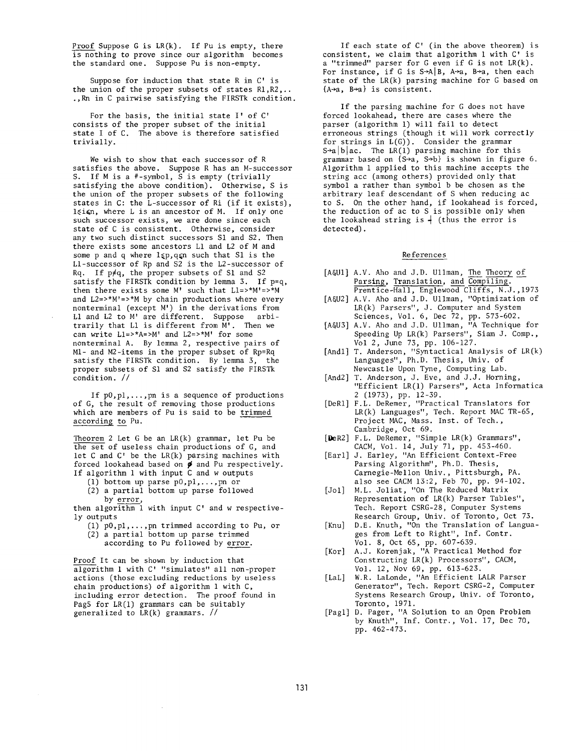Proof Suppose G is LR(k). If Pu is empty, there is nothing to prove since our algorithm becomes the standard one. Suppose Pu is non-empty.

Suppose for induction that state R in C' is the union of the proper subsets of states R1,R2,...,Rn in C pairwise satisfying the FIRSTk condition.

For the basis, the initial state I' of C' consists of the proper subset of the initial state I of C. The above is therefore satisfied trivially.

We wish to show that each successor of R satisfies the above. Suppose R has an M-successor S. If M is a #-symbol, S is empty (trivially satisfying the above condition). Otherwise, S is the union of the proper subsets of the following states in C: the L-successor of Ri (if it exists), $1 \leq i \leq n$, where L is an ancestor of M. If only one such successor exists, we are done since each state of C is consistent. Otherwise, consider any two such distinct successors S1 and S2. Then there exists some ancestors L1 and L2 of M and some p and q where $1 \leq p,q \leq n$ such that S1 is the L1-successor of Rp and S2 is the L2-successor of Rq. If $p \neq q$, the proper subsets of S1 and S2 satisfy the FIRSTk condition by lemma 3. If p=q, then there exists some M' such that L1=>*M'=>*M and L2=>*M'=>*M by chain productions where every nonterminal (except M') in the derivations from L1 and L2 to M' are different. Suppose arbitrarily that L1 is different from M'. Then we can write L1=>*A=>M' and L2=>*M' for some nonterminal A. By lemma 2, respective pairs of M1- and M2-items in the proper subset of Rp=Rq satisfy the FIRSTk condition. By lemma 3, the proper subsets of S1 and S2 satisfy the FIRSTk condition. //

If p0,p1,...,pn is a sequence of productions of G, the result of removing those productions which are members of Pu is said to be trimmed according to Pu.

Theorem 2 Let G be an LR(k) grammar, let Pu be the set of useless chain productions of G, and let C and C' be the LR(k) parsing machines with forced lookahead based on $\emptyset$ and Pu respectively. If algorithm 1 with input C and w outputs

(1) bottom up parse p0,p1,...,pn or
(2) a partial bottom up parse followed by error,

then algorithm 1 with input C' and w respectively outputs

(1) p0,p1,...,pn trimmed according to Pu, or
(2) a partial bottom up parse trimmed according to Pu followed by error.

Proof It can be shown by induction that algorithm 1 with C' "simulates" all non-proper actions (those excluding reductions by useless chain productions) of algorithm 1 with C, including error detection. The proof found in Pag5 for LR(1) grammars can be suitably generalized to LR(k) grammars. //

If each state of C' (in the above theorem) is consistent, we claim that algorithm 1 with C' is a "trimmed" parser for G even if G is not LR(k). For instance, if G is S→A|B, A→a, B→a, then each state of the LR(k) parsing machine for G based on {A→a, B→a} is consistent.

If the parsing machine for G does not have forced lookahead, there are cases where the parser (algorithm 1) will fail to detect erroneous strings (though it will work correctly for strings in L(G)). Consider the grammar S→a|b|ac. The LR(1) parsing machine for this grammar based on {S→a, S→b} is shown in figure 6. Algorithm 1 applied to this machine accepts the string acc (among others) provided only that symbol a rather than symbol b be chosen as the arbitrary leaf descendant of S when reducing ac to S. On the other hand, if lookahead is forced, the reduction of ac to S is possible only when the lookahead string is ⊣ (thus the error is detected).

## References

[A&U1] A.V. Aho and J.D. Ullman, The Theory of Parsing, Translation, and Compiling. Prentice-Hall, Englewood Cliffs, N.J.,1973

[A&U2] A.V. Aho and J.D. Ullman, "Optimization of LR(k) Parsers", J. Computer and System Sciences, Vol. 6, Dec 72, pp. 573-602.

[A&U3] A.V. Aho and J.D. Ullman, "A Technique for Speeding Up LR(k) Parsers", Siam J. Comp., Vol 2, June 73, pp. 106-127.

[And1] T. Anderson, "Syntactical Analysis of LR(k) Languages", Ph.D. Thesis, Univ. of Newcastle Upon Tyne, Computing Lab.

[And2] T. Anderson, J. Eve, and J.J. Horning, "Efficient LR(1) Parsers", Acta Informatica 2 (1973), pp. 12-39.

[DeR1] F.L. DeRemer, "Practical Translators for LR(k) Languages", Tech. Report MAC TR-65, Project MAC, Mass. Inst. of Tech., Cambridge, Oct 69.

[DeR2] F.L. DeRemer, "Simple LR(k) Grammars", CACM, Vol. 14, July 71, pp. 453-460.

[Ear1] J. Earley, "An Efficient Context-Free Parsing Algorithm", Ph.D. Thesis, Carnegie-Mellon Univ., Pittsburgh, PA. also see CACM 13:2, Feb 70, pp. 94-102.

[Jol] M.L. Joliat, "On The Reduced Matrix Representation of LR(k) Parser Tables", Tech. Report CSRG-28, Computer Systems Research Group, Univ. of Toronto, Oct 73.

[Knu] D.E. Knuth, "On the Translation of Languages from Left to Right", Inf. Contr. Vol. 8, Oct 65, pp. 607-639.

[Kor] A.J. Korenjak, "A Practical Method for Constructing LR(k) Processors", CACM, Vol. 12, Nov 69, pp. 613-623.

[LaL] W.R. LaLonde, "An Efficient LALR Parser Generator", Tech. Report CSRG-2, Computer Systems Research Group, Univ. of Toronto, Toronto, 1971.

[Pag1] D. Pager, "A Solution to an Open Problem by Knuth", Inf. Contr., Vol. 17, Dec 70, pp. 462-473.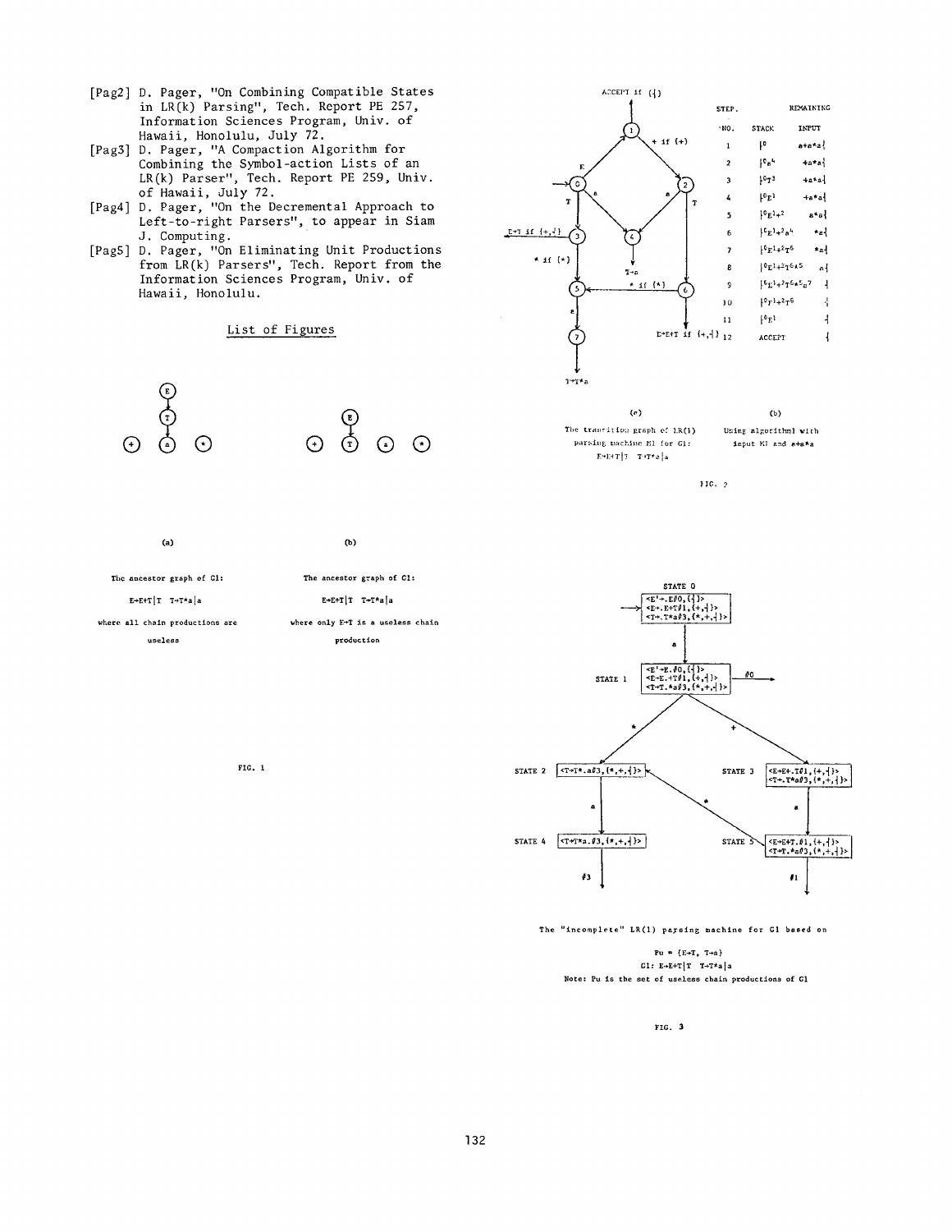[Pag2] D. Pager, "On Combining Compatible States in LR(k) Parsing", Tech. Report PE 257, Information Sciences Program, Univ. of Hawaii, Honolulu, July 72.

[Pag3] D. Pager, "A Compaction Algorithm for Combining the Symbol-action Lists of an LR(k) Parser", Tech. Report PE 259, Univ. of Hawaii, July 72.

[Pag4] D. Pager, "On the Decremental Approach to Left-to-right Parsers", to appear in Siam J. Computing.

[Pag5] D. Pager, "On Eliminating Unit Productions from LR(k) Parsers", Tech. Report from the Information Sciences Program, Univ. of Hawaii, Honolulu.

## List of Figures

(a) The ancestor graph of G1: E→E+T|T T→T*a|a where all chain productions are useless

(b) The ancestor graph of G1: E→E+T|T T→T*a|a where only E→T is a useless chain production

FIG. 1

(a) The transition graph of LR(1) parsing machine M1 for G1: E→E+T|T T→T*a|a

| STEP NO. | STACK | REMAINING INPUT |
|---|---|---|
| 1 | $\dashv^0$ | a+a*a⊣ |
| 2 | $\dashv^0 a^4$ | +a*a⊣ |
| 3 | $\dashv^0 T^3$ | +a*a⊣ |
| 4 | $\dashv^0 E^1$ | +a*a⊣ |
| 5 | $\dashv^0 E^1 +^2$ | a*a⊣ |
| 6 | $\dashv^0 E^1 +^2 a^4$ | *a⊣ |
| 7 | $\dashv^0 E^1 +^2 T^6$ | *a⊣ |
| 8 | $\dashv^0 E^1 +^2 T^6 *^5$ | a⊣ |
| 9 | $\dashv^0 E^1 +^2 T^6 *^5 a^7$ | ⊣ |
| 10 | $\dashv^0 E^1 +^2 T^6$ | ⊣ |
| 11 | $\dashv^0 E^1$ | ⊣ |
| 12 | ACCEPT | ⊣ |

(b) Using algorithm1 with input M1 and a+a*a

FIG. 2

The "incomplete" LR(1) parsing machine for G1 based on

Pu = {E→T, T→a}

G1: E→E+T|T T→T*a|a

Note: Pu is the set of useless chain productions of G1

FIG. 3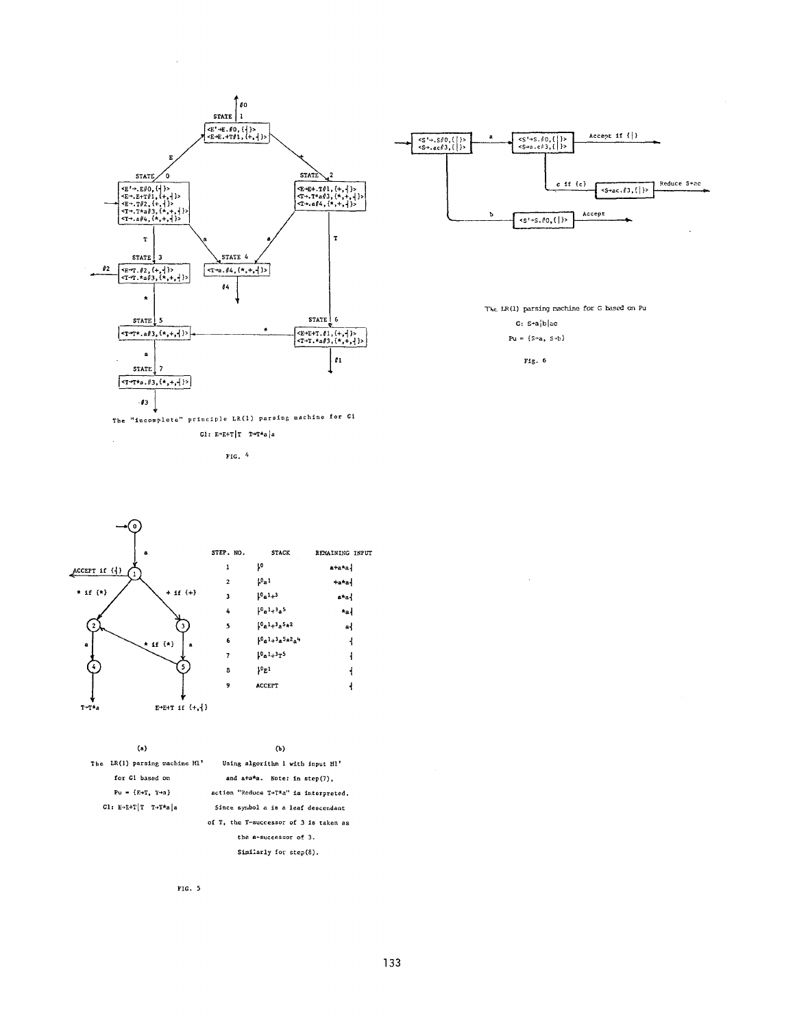STATE 1

<E'→E.⊄0,{⊣}>
<E→E.+T⊄1,{+,⊣}>

STATE 0

<E'→.E⊄0,{⊣}>
<E→.E+T⊄1,{+,⊣}>
<E→.T⊄2,{+,⊣}>
<T→.T*a⊄3,{*,+,⊣}>
<T→.a⊄4,{*,+,⊣}>

STATE 2

<E→E+.T⊄1,{+,⊣}>
<T→.T*a⊄3,{*,+,⊣}>
<T→.a⊄4,{*,+,⊣}>

STATE 3

<E→T.⊄2,{+,⊣}>
<T→T.*a⊄3,{*,+,⊣}>

STATE 4

<T→a.⊄4,{*,+,⊣}>

STATE 5

<T→T*.a⊄3,{*,+,⊣}>

STATE 6

<E→E+T.⊄1,{+,⊣}>
<T→T.*a⊄3,{*,+,⊣}>

STATE 7

<T→T*a.⊄3,{*,+,⊣}>

The "incomplete" principle LR(1) parsing machine for G1

G1: E→E+T|T T→T*a|a

FIG. 4

<S'→.S⊄0,{|}>
<S→.ac⊄3,{|}>

a

<S'→S.⊄0,{|}>
<S→a.c⊄3,{|}>

Accept if {|}

c if {c}

<S→ac.⊄3,{|}>

Reduce S→ac

b

<S'→S.⊄0,{|}>

Accept

The LR(1) parsing machine for G based on Pu

G: S→a|b|ac

Pu = {S→a, S→b}

Fig. 6

ACCEPT if {⊣}

\* if {\*}

\+ if {+}

\* if {\*}

T→T\*a

E→E+T if {+,⊣}

| STEP. NO. | STACK | REMAINING INPUT |
|---|---|---|
| 1 | $\vdash^0$ | a+a\*a⊣ |
| 2 | $\vdash^0 a^1$ | +a\*a⊣ |
| 3 | $\vdash^0 a^1 +^3$ | a\*a⊣ |
| 4 | $\vdash^0 a^1 +^3 a^5$ | \*a⊣ |
| 5 | $\vdash^0 a^1 +^3 a^5 *^2$ | a⊣ |
| 6 | $\vdash^0 a^1 +^3 a^5 *^2 a^4$ | ⊣ |
| 7 | $\vdash^0 a^1 +^3 T^5$ | ⊣ |
| 8 | $\vdash^0 E^1$ | ⊣ |
| 9 | ACCEPT | ⊣ |

(a)

The LR(1) parsing machine M1'
for G1 based on
Pu = {E→T, T→a}
G1: E→E+T|T T→T\*a|a

(b)

Using algorithm 1 with input M1'
and a+a\*a. Note: in step(7),
action "Reduce T→T\*a" is interpreted.
Since symbol a is a leaf descendant
of T, the T-successor of 3 is taken as
the a-successor of 3.
Similarly for step(8).

FIG. 5